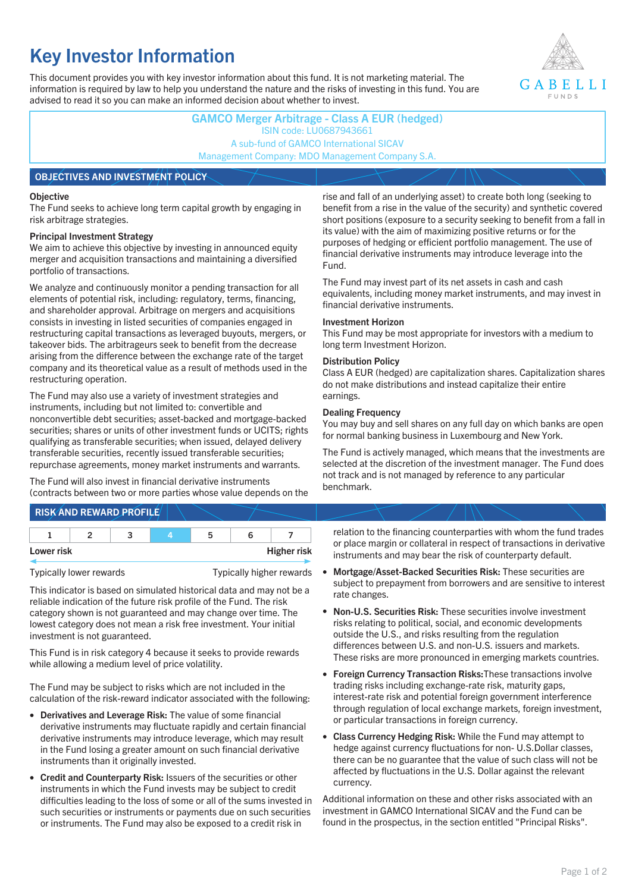# Key Investor Information

This document provides you with key investor information about this fund. It is not marketing material. The information is required by law to help you understand the nature and the risks of investing in this fund. You are advised to read it so you can make an informed decision about whether to invest.

GABELLI FUNDS

**GAMCO Merger Arbitrage - Class A EUR (hedged)**
ISIN code: LU0687943661
A sub-fund of GAMCO International SICAV
Management Company: MDO Management Company S.A.

## OBJECTIVES AND INVESTMENT POLICY

**Objective**
The Fund seeks to achieve long term capital growth by engaging in risk arbitrage strategies.

**Principal Investment Strategy**
We aim to achieve this objective by investing in announced equity merger and acquisition transactions and maintaining a diversified portfolio of transactions.

We analyze and continuously monitor a pending transaction for all elements of potential risk, including: regulatory, terms, financing, and shareholder approval. Arbitrage on mergers and acquisitions consists in investing in listed securities of companies engaged in restructuring capital transactions as leveraged buyouts, mergers, or takeover bids. The arbitrageurs seek to benefit from the decrease arising from the difference between the exchange rate of the target company and its theoretical value as a result of methods used in the restructuring operation.

The Fund may also use a variety of investment strategies and instruments, including but not limited to: convertible and nonconvertible debt securities; asset-backed and mortgage-backed securities; shares or units of other investment funds or UCITS; rights qualifying as transferable securities; when issued, delayed delivery transferable securities, recently issued transferable securities; repurchase agreements, money market instruments and warrants.

The Fund will also invest in financial derivative instruments (contracts between two or more parties whose value depends on the rise and fall of an underlying asset) to create both long (seeking to benefit from a rise in the value of the security) and synthetic covered short positions (exposure to a security seeking to benefit from a fall in its value) with the aim of maximizing positive returns or for the purposes of hedging or efficient portfolio management. The use of financial derivative instruments may introduce leverage into the Fund.

The Fund may invest part of its net assets in cash and cash equivalents, including money market instruments, and may invest in financial derivative instruments.

**Investment Horizon**
This Fund may be most appropriate for investors with a medium to long term Investment Horizon.

**Distribution Policy**
Class A EUR (hedged) are capitalization shares. Capitalization shares do not make distributions and instead capitalize their entire earnings.

**Dealing Frequency**
You may buy and sell shares on any full day on which banks are open for normal banking business in Luxembourg and New York.

The Fund is actively managed, which means that the investments are selected at the discretion of the investment manager. The Fund does not track and is not managed by reference to any particular benchmark.

## RISK AND REWARD PROFILE

| 1 | 2 | 3 | **4** | 5 | 6 | 7 |
|---|---|---|---|---|---|---|

Lower risk — Higher risk

Typically lower rewards — Typically higher rewards

This indicator is based on simulated historical data and may not be a reliable indication of the future risk profile of the Fund. The risk category shown is not guaranteed and may change over time. The lowest category does not mean a risk free investment. Your initial investment is not guaranteed.

This Fund is in risk category 4 because it seeks to provide rewards while allowing a medium level of price volatility.

The Fund may be subject to risks which are not included in the calculation of the risk-reward indicator associated with the following:

- **Derivatives and Leverage Risk:** The value of some financial derivative instruments may fluctuate rapidly and certain financial derivative instruments may introduce leverage, which may result in the Fund losing a greater amount on such financial derivative instruments than it originally invested.
- **Credit and Counterparty Risk:** Issuers of the securities or other instruments in which the Fund invests may be subject to credit difficulties leading to the loss of some or all of the sums invested in such securities or instruments or payments due on such securities or instruments. The Fund may also be exposed to a credit risk in relation to the financing counterparties with whom the fund trades or place margin or collateral in respect of transactions in derivative instruments and may bear the risk of counterparty default.
- **Mortgage/Asset-Backed Securities Risk:** These securities are subject to prepayment from borrowers and are sensitive to interest rate changes.
- **Non-U.S. Securities Risk:** These securities involve investment risks relating to political, social, and economic developments outside the U.S., and risks resulting from the regulation differences between U.S. and non-U.S. issuers and markets. These risks are more pronounced in emerging markets countries.
- **Foreign Currency Transaction Risks:**These transactions involve trading risks including exchange-rate risk, maturity gaps, interest-rate risk and potential foreign government interference through regulation of local exchange markets, foreign investment, or particular transactions in foreign currency.
- **Class Currency Hedging Risk:** While the Fund may attempt to hedge against currency fluctuations for non- U.S.Dollar classes, there can be no guarantee that the value of such class will not be affected by fluctuations in the U.S. Dollar against the relevant currency.

Additional information on these and other risks associated with an investment in GAMCO International SICAV and the Fund can be found in the prospectus, in the section entitled "Principal Risks".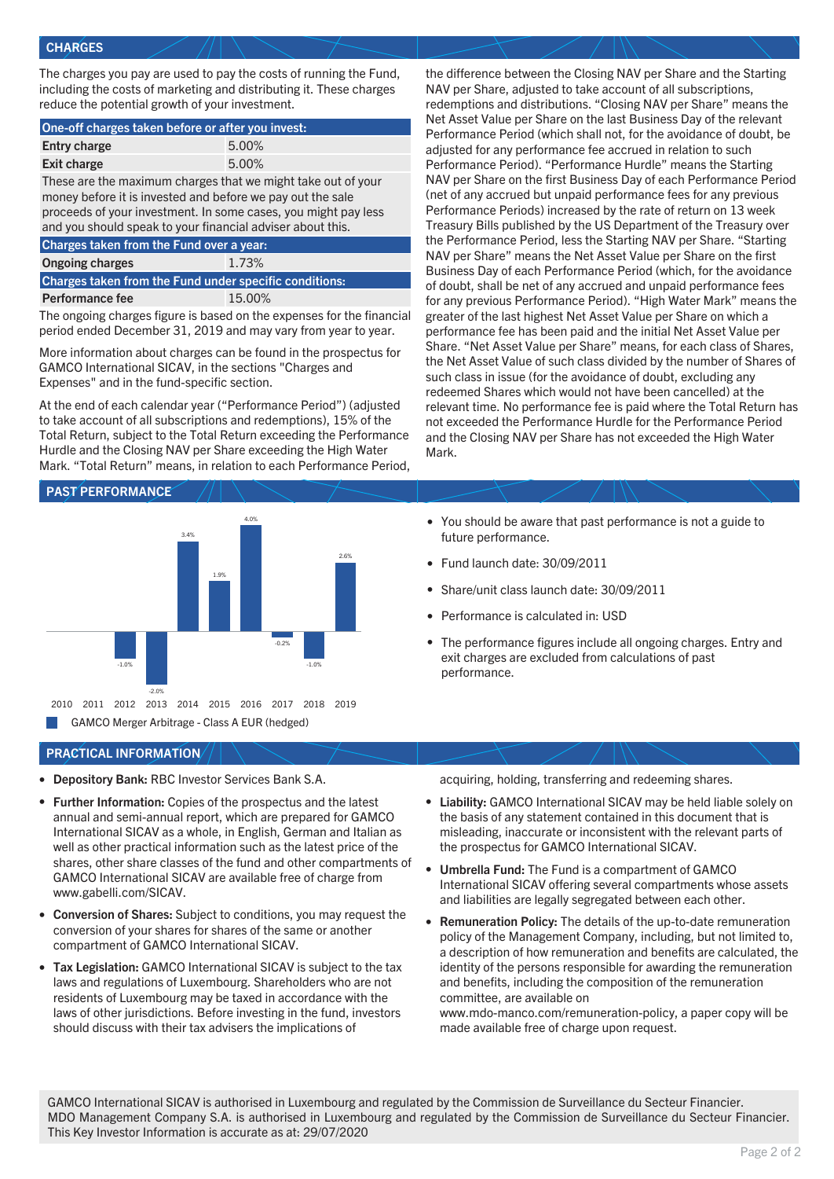## CHARGES

The charges you pay are used to pay the costs of running the Fund, including the costs of marketing and distributing it. These charges reduce the potential growth of your investment.

| One-off charges taken before or after you invest: | |
|---|---|
| **Entry charge** | 5.00% |
| **Exit charge** | 5.00% |
| These are the maximum charges that we might take out of your money before it is invested and before we pay out the sale proceeds of your investment. In some cases, you might pay less and you should speak to your financial adviser about this. | |
| **Charges taken from the Fund over a year:** | |
| **Ongoing charges** | 1.73% |
| **Charges taken from the Fund under specific conditions:** | |
| **Performance fee** | 15.00% |

The ongoing charges figure is based on the expenses for the financial period ended December 31, 2019 and may vary from year to year.

More information about charges can be found in the prospectus for GAMCO International SICAV, in the sections "Charges and Expenses" and in the fund-specific section.

At the end of each calendar year ("Performance Period") (adjusted to take account of all subscriptions and redemptions), 15% of the Total Return, subject to the Total Return exceeding the Performance Hurdle and the Closing NAV per Share exceeding the High Water Mark. "Total Return" means, in relation to each Performance Period, the difference between the Closing NAV per Share and the Starting NAV per Share, adjusted to take account of all subscriptions, redemptions and distributions. "Closing NAV per Share" means the Net Asset Value per Share on the last Business Day of the relevant Performance Period (which shall not, for the avoidance of doubt, be adjusted for any performance fee accrued in relation to such Performance Period). "Performance Hurdle" means the Starting NAV per Share on the first Business Day of each Performance Period (net of any accrued but unpaid performance fees for any previous Performance Periods) increased by the rate of return on 13 week Treasury Bills published by the US Department of the Treasury over the Performance Period, less the Starting NAV per Share. "Starting NAV per Share" means the Net Asset Value per Share on the first Business Day of each Performance Period (which, for the avoidance of doubt, shall be net of any accrued and unpaid performance fees for any previous Performance Period). "High Water Mark" means the greater of the last highest Net Asset Value per Share on which a performance fee has been paid and the initial Net Asset Value per Share. "Net Asset Value per Share" means, for each class of Shares, the Net Asset Value of such class divided by the number of Shares of such class in issue (for the avoidance of doubt, excluding any redeemed Shares which would not have been cancelled) at the relevant time. No performance fee is paid where the Total Return has not exceeded the Performance Hurdle for the Performance Period and the Closing NAV per Share has not exceeded the High Water Mark.

## PAST PERFORMANCE

-1.0% -2.0% 3.4% 1.9% 4.0% -0.2% -1.0% 2.6%

2010 2011 2012 2013 2014 2015 2016 2017 2018 2019

GAMCO Merger Arbitrage - Class A EUR (hedged)

- You should be aware that past performance is not a guide to future performance.
- Fund launch date: 30/09/2011
- Share/unit class launch date: 30/09/2011
- Performance is calculated in: USD
- The performance figures include all ongoing charges. Entry and exit charges are excluded from calculations of past performance.

## PRACTICAL INFORMATION

- **Depository Bank:** RBC Investor Services Bank S.A.
- **Further Information:** Copies of the prospectus and the latest annual and semi-annual report, which are prepared for GAMCO International SICAV as a whole, in English, German and Italian as well as other practical information such as the latest price of the shares, other share classes of the fund and other compartments of GAMCO International SICAV are available free of charge from www.gabelli.com/SICAV.
- **Conversion of Shares:** Subject to conditions, you may request the conversion of your shares for shares of the same or another compartment of GAMCO International SICAV.
- **Tax Legislation:** GAMCO International SICAV is subject to the tax laws and regulations of Luxembourg. Shareholders who are not residents of Luxembourg may be taxed in accordance with the laws of other jurisdictions. Before investing in the fund, investors should discuss with their tax advisers the implications of acquiring, holding, transferring and redeeming shares.
- **Liability:** GAMCO International SICAV may be held liable solely on the basis of any statement contained in this document that is misleading, inaccurate or inconsistent with the relevant parts of the prospectus for GAMCO International SICAV.
- **Umbrella Fund:** The Fund is a compartment of GAMCO International SICAV offering several compartments whose assets and liabilities are legally segregated between each other.
- **Remuneration Policy:** The details of the up-to-date remuneration policy of the Management Company, including, but not limited to, a description of how remuneration and benefits are calculated, the identity of the persons responsible for awarding the remuneration and benefits, including the composition of the remuneration committee, are available on www.mdo-manco.com/remuneration-policy, a paper copy will be made available free of charge upon request.

GAMCO International SICAV is authorised in Luxembourg and regulated by the Commission de Surveillance du Secteur Financier.
MDO Management Company S.A. is authorised in Luxembourg and regulated by the Commission de Surveillance du Secteur Financier.
This Key Investor Information is accurate as at: 29/07/2020